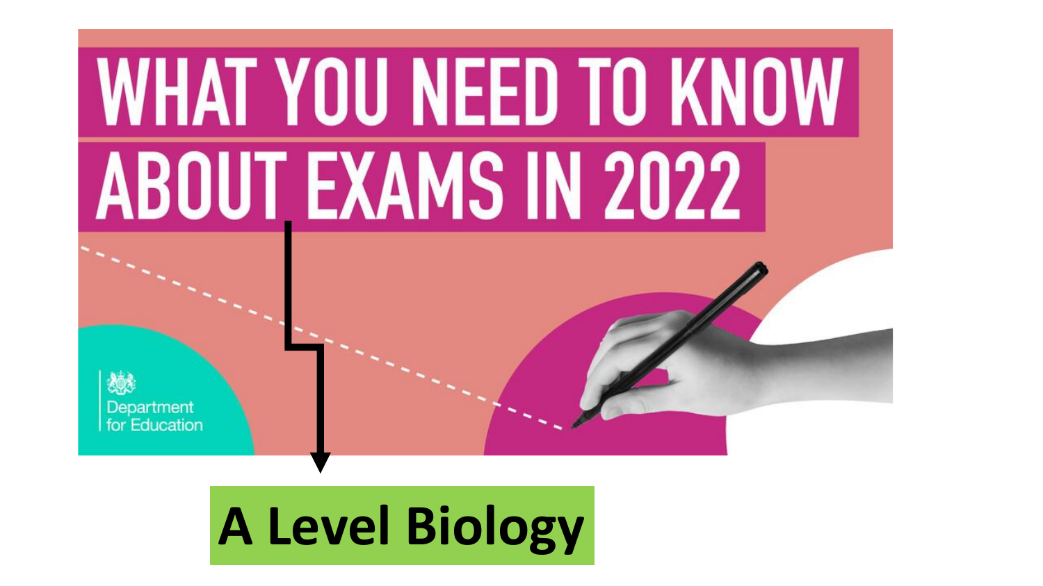# WHAT YOU NEED TO KNOW ABOUT EXAMS IN 2022

Department for Education

## A Level Biology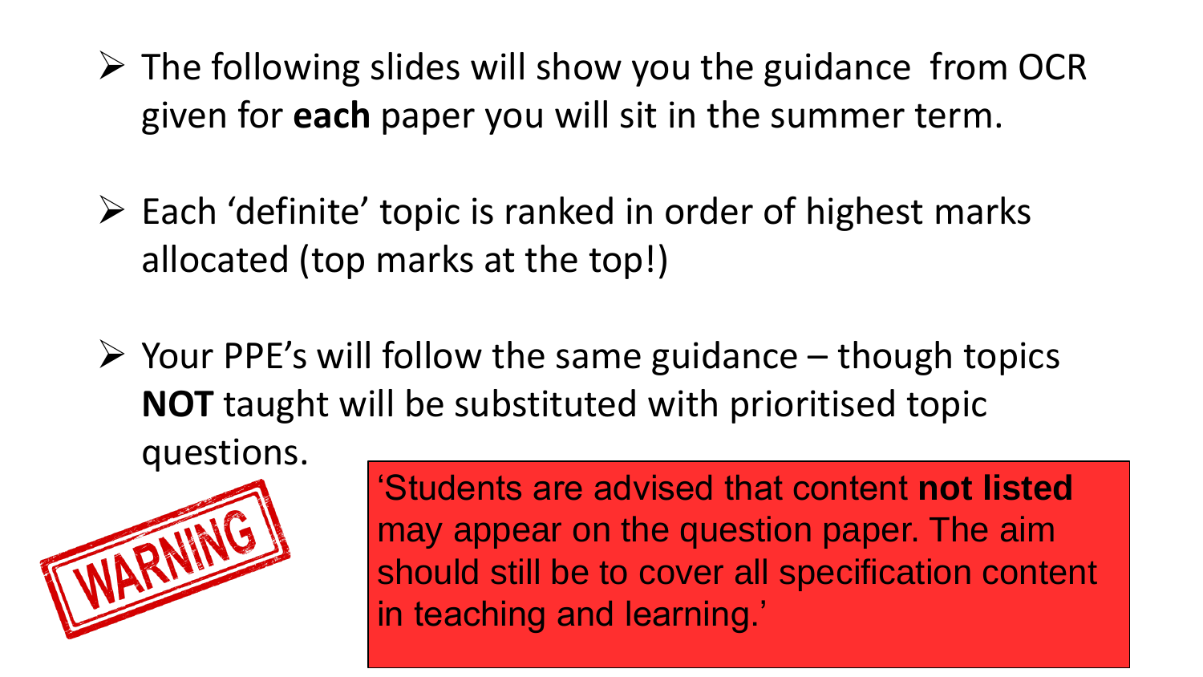- The following slides will show you the guidance from OCR given for **each** paper you will sit in the summer term.

- Each 'definite' topic is ranked in order of highest marks allocated (top marks at the top!)

- Your PPE's will follow the same guidance – though topics **NOT** taught will be substituted with prioritised topic questions.

WARNING

'Students are advised that content **not listed** may appear on the question paper. The aim should still be to cover all specification content in teaching and learning.'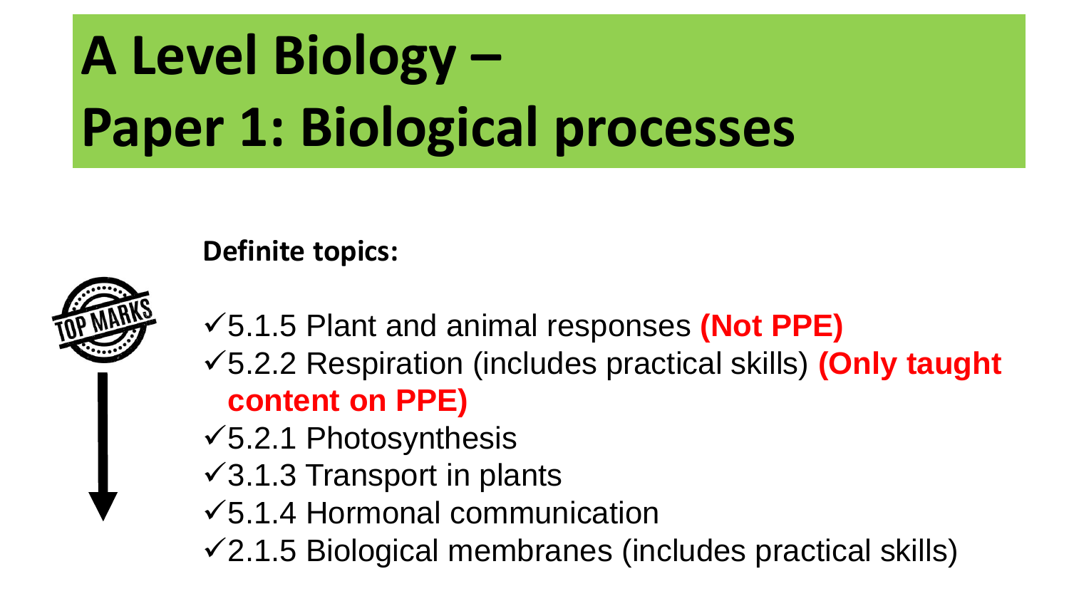# A Level Biology – Paper 1: Biological processes

**Definite topics:**

- ✓5.1.5 Plant and animal responses **(Not PPE)**
- ✓5.2.2 Respiration (includes practical skills) **(Only taught content on PPE)**
- ✓5.2.1 Photosynthesis
- ✓3.1.3 Transport in plants
- ✓5.1.4 Hormonal communication
- ✓2.1.5 Biological membranes (includes practical skills)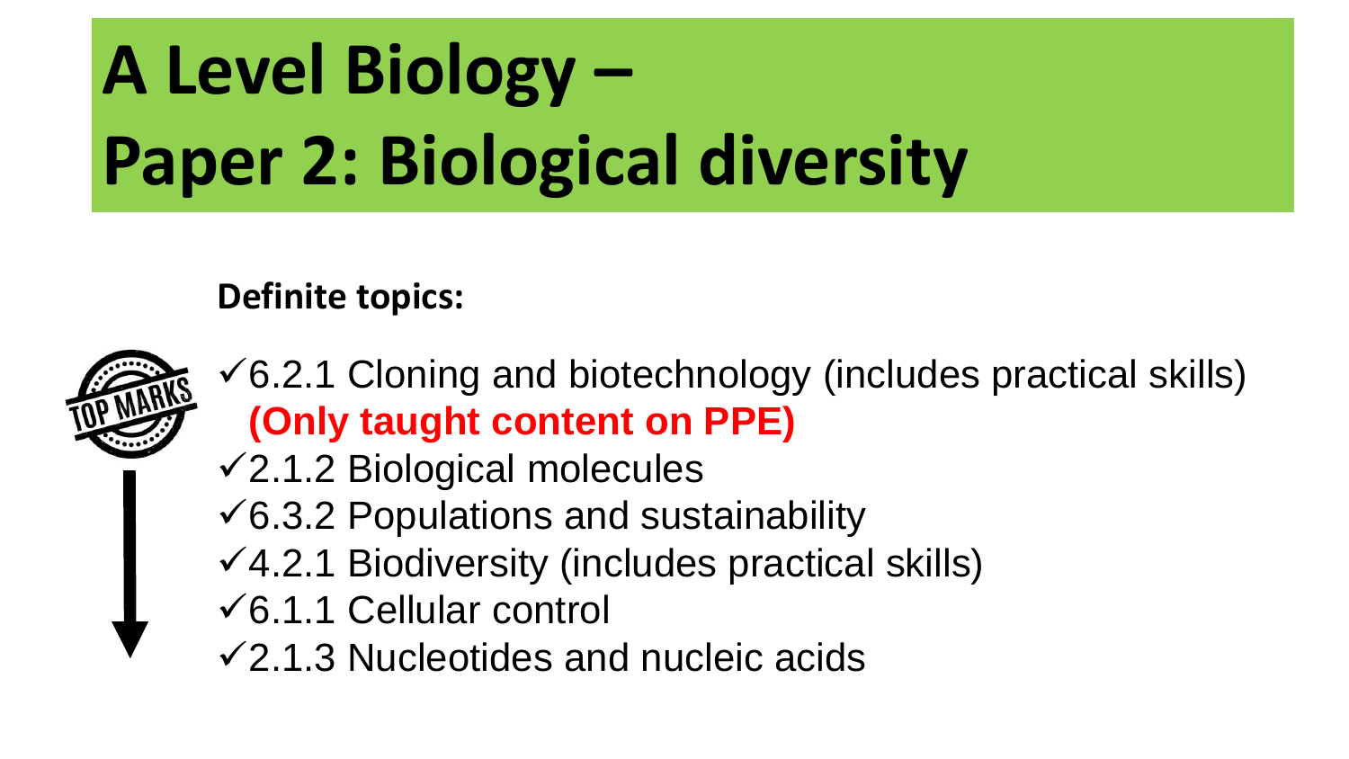# A Level Biology – Paper 2: Biological diversity

**Definite topics:**

- ✓6.2.1 Cloning and biotechnology (includes practical skills) **(Only taught content on PPE)**
- ✓2.1.2 Biological molecules
- ✓6.3.2 Populations and sustainability
- ✓4.2.1 Biodiversity (includes practical skills)
- ✓6.1.1 Cellular control
- ✓2.1.3 Nucleotides and nucleic acids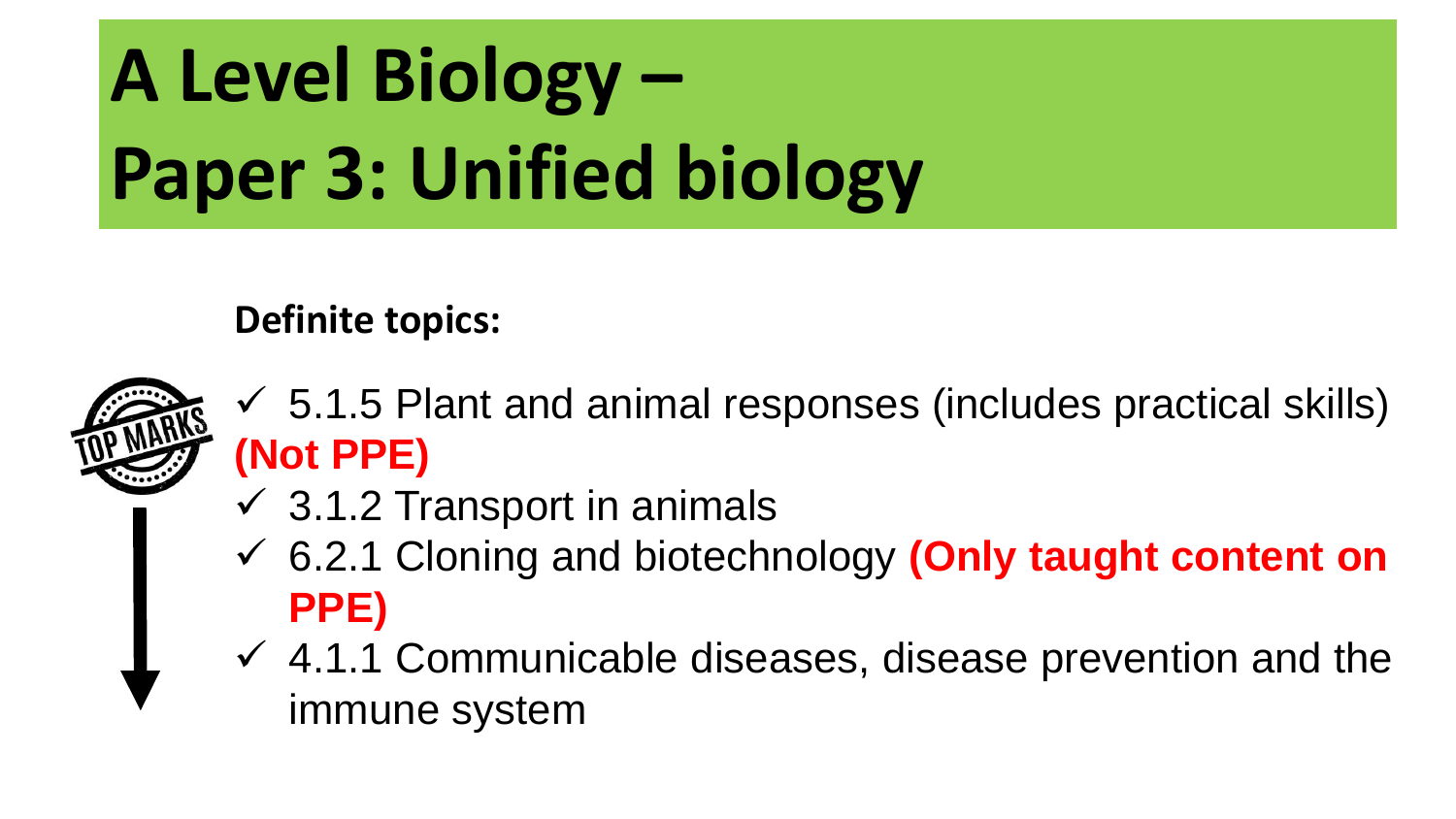# A Level Biology – Paper 3: Unified biology

**Definite topics:**

- ✓ 5.1.5 Plant and animal responses (includes practical skills) **(Not PPE)**
- ✓ 3.1.2 Transport in animals
- ✓ 6.2.1 Cloning and biotechnology **(Only taught content on PPE)**
- ✓ 4.1.1 Communicable diseases, disease prevention and the immune system